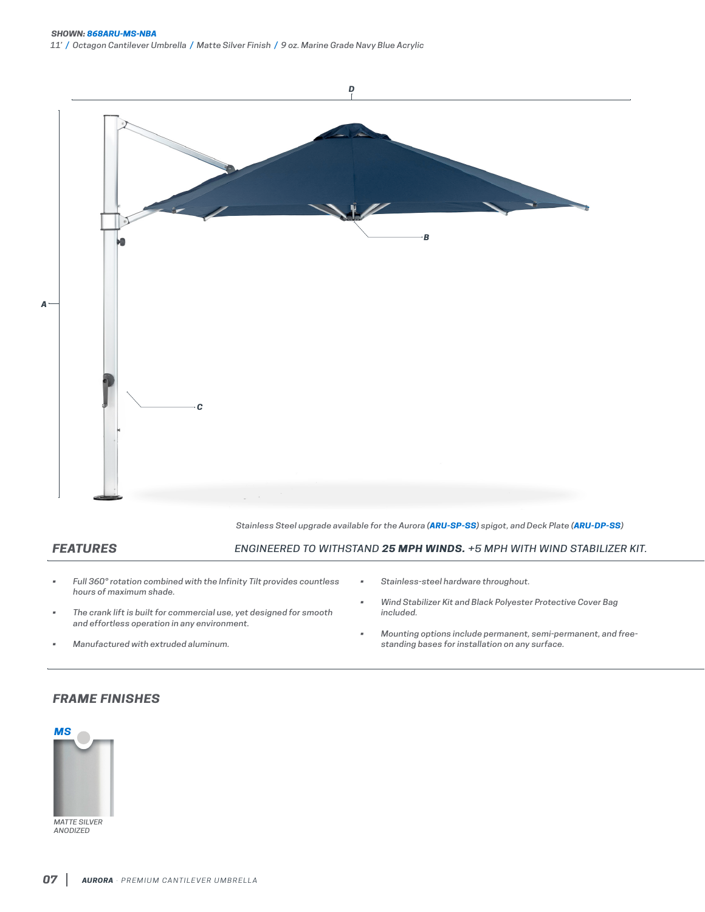**SHOWN: 868ARU-MS-NBA**
*11' / Octagon Cantilever Umbrella / Matte Silver Finish / 9 oz. Marine Grade Navy Blue Acrylic*

D

B

A

C

*Stainless Steel upgrade available for the Aurora (**ARU-SP-SS**) spigot, and Deck Plate (**ARU-DP-SS**)*

## FEATURES

*ENGINEERED TO WITHSTAND **25 MPH WINDS.** +5 MPH WITH WIND STABILIZER KIT.*

- *Full 360° rotation combined with the Infinity Tilt provides countless hours of maximum shade.*
- *The crank lift is built for commercial use, yet designed for smooth and effortless operation in any environment.*
- *Manufactured with extruded aluminum.*
- *Stainless-steel hardware throughout.*
- *Wind Stabilizer Kit and Black Polyester Protective Cover Bag included.*
- *Mounting options include permanent, semi-permanent, and free-standing bases for installation on any surface.*

## FRAME FINISHES

**MS**

*MATTE SILVER ANODIZED*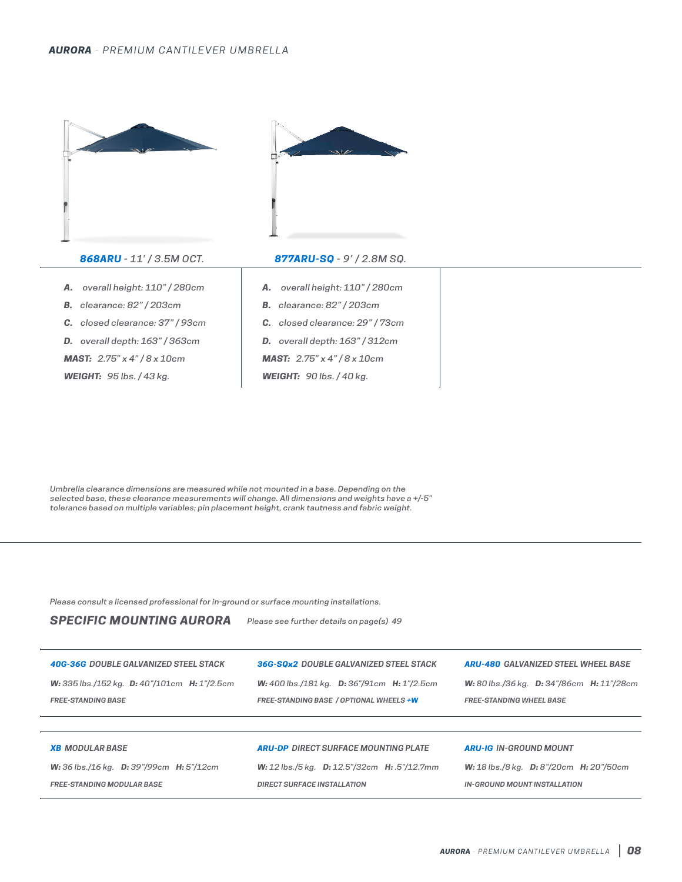***AURORA** - PREMIUM CANTILEVER UMBRELLA*

***868ARU** - 11' / 3.5M OCT.*

- ***A.*** *overall height: 110" / 280cm*
- ***B.*** *clearance: 82" / 203cm*
- ***C.*** *closed clearance: 37" / 93cm*
- ***D.*** *overall depth: 163" / 363cm*
- ***MAST:*** *2.75" x 4" / 8 x 10cm*
- ***WEIGHT:*** *95 lbs. / 43 kg.*

***877ARU-SQ** - 9' / 2.8M SQ.*

- ***A.*** *overall height: 110" / 280cm*
- ***B.*** *clearance: 82" / 203cm*
- ***C.*** *closed clearance: 29" / 73cm*
- ***D.*** *overall depth: 163" / 312cm*
- ***MAST:*** *2.75" x 4" / 8 x 10cm*
- ***WEIGHT:*** *90 lbs. / 40 kg.*

*Umbrella clearance dimensions are measured while not mounted in a base. Depending on the selected base, these clearance measurements will change. All dimensions and weights have a +/-5" tolerance based on multiple variables; pin placement height, crank tautness and fabric weight.*

*Please consult a licensed professional for in-ground or surface mounting installations.*

## *SPECIFIC MOUNTING AURORA*

*Please see further details on page(s) 49*

| | | |
|---|---|---|
| ***40G-36G** DOUBLE GALVANIZED STEEL STACK* | ***36G-SQx2** DOUBLE GALVANIZED STEEL STACK* | ***ARU-480** GALVANIZED STEEL WHEEL BASE* |
| ***W:** 335 lbs./152 kg. **D:** 40"/101cm **H:** 1"/2.5cm* | ***W:** 400 lbs./181 kg. **D:** 36"/91cm **H:** 1"/2.5cm* | ***W:** 80 lbs./36 kg. **D:** 34"/86cm **H:** 11"/28cm* |
| *FREE-STANDING BASE* | *FREE-STANDING BASE / OPTIONAL WHEELS +W* | *FREE-STANDING WHEEL BASE* |
| ***XB** MODULAR BASE* | ***ARU-DP** DIRECT SURFACE MOUNTING PLATE* | ***ARU-IG** IN-GROUND MOUNT* |
| ***W:** 36 lbs./16 kg. **D:** 39"/99cm **H:** 5"/12cm* | ***W:** 12 lbs./5 kg. **D:** 12.5"/32cm **H:** .5"/12.7mm* | ***W:** 18 lbs./8 kg. **D:** 8"/20cm **H:** 20"/50cm* |
| *FREE-STANDING MODULAR BASE* | *DIRECT SURFACE INSTALLATION* | *IN-GROUND MOUNT INSTALLATION* |